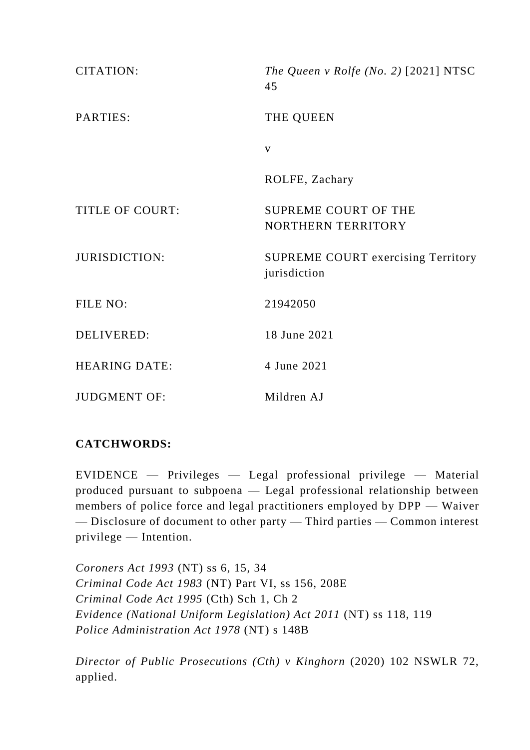| | |
|---|---|
| CITATION: | *The Queen v Rolfe (No. 2)* [2021] NTSC 45 |
| PARTIES: | THE QUEEN<br><br>v<br><br>ROLFE, Zachary |
| TITLE OF COURT: | SUPREME COURT OF THE NORTHERN TERRITORY |
| JURISDICTION: | SUPREME COURT exercising Territory jurisdiction |
| FILE NO: | 21942050 |
| DELIVERED: | 18 June 2021 |
| HEARING DATE: | 4 June 2021 |
| JUDGMENT OF: | Mildren AJ |

**CATCHWORDS:**

EVIDENCE — Privileges — Legal professional privilege — Material produced pursuant to subpoena — Legal professional relationship between members of police force and legal practitioners employed by DPP — Waiver — Disclosure of document to other party — Third parties — Common interest privilege — Intention.

*Coroners Act 1993* (NT) ss 6, 15, 34
*Criminal Code Act 1983* (NT) Part VI, ss 156, 208E
*Criminal Code Act 1995* (Cth) Sch 1, Ch 2
*Evidence (National Uniform Legislation) Act 2011* (NT) ss 118, 119
*Police Administration Act 1978* (NT) s 148B

*Director of Public Prosecutions (Cth) v Kinghorn* (2020) 102 NSWLR 72, applied.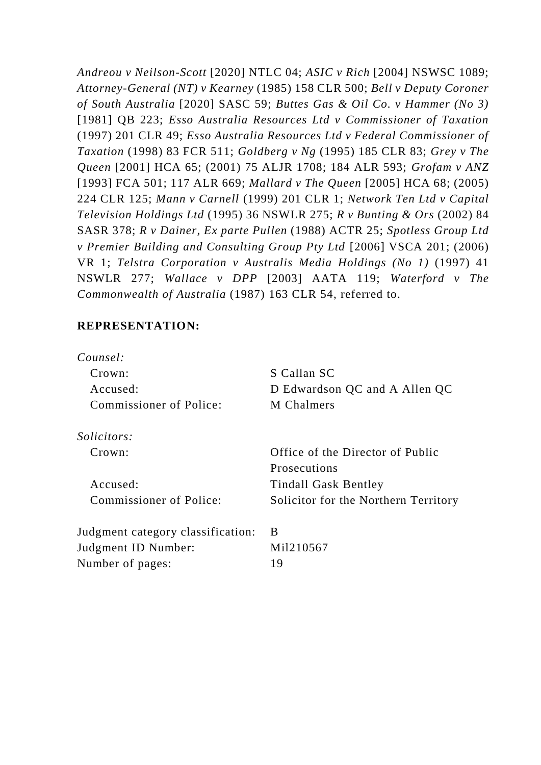*Andreou v Neilson-Scott* [2020] NTLC 04; *ASIC v Rich* [2004] NSWSC 1089; *Attorney-General (NT) v Kearney* (1985) 158 CLR 500; *Bell v Deputy Coroner of South Australia* [2020] SASC 59; *Buttes Gas & Oil Co. v Hammer (No 3)* [1981] QB 223; *Esso Australia Resources Ltd v Commissioner of Taxation* (1997) 201 CLR 49; *Esso Australia Resources Ltd v Federal Commissioner of Taxation* (1998) 83 FCR 511; *Goldberg v Ng* (1995) 185 CLR 83; *Grey v The Queen* [2001] HCA 65; (2001) 75 ALJR 1708; 184 ALR 593; *Grofam v ANZ* [1993] FCA 501; 117 ALR 669; *Mallard v The Queen* [2005] HCA 68; (2005) 224 CLR 125; *Mann v Carnell* (1999) 201 CLR 1; *Network Ten Ltd v Capital Television Holdings Ltd* (1995) 36 NSWLR 275; *R v Bunting & Ors* (2002) 84 SASR 378; *R v Dainer, Ex parte Pullen* (1988) ACTR 25; *Spotless Group Ltd v Premier Building and Consulting Group Pty Ltd* [2006] VSCA 201; (2006) VR 1; *Telstra Corporation v Australis Media Holdings (No 1)* (1997) 41 NSWLR 277; *Wallace v DPP* [2003] AATA 119; *Waterford v The Commonwealth of Australia* (1987) 163 CLR 54, referred to.

**REPRESENTATION:**

*Counsel:*

| | |
|---|---|
| Crown: | S Callan SC |
| Accused: | D Edwardson QC and A Allen QC |
| Commissioner of Police: | M Chalmers |

*Solicitors:*

| | |
|---|---|
| Crown: | Office of the Director of Public Prosecutions |
| Accused: | Tindall Gask Bentley |
| Commissioner of Police: | Solicitor for the Northern Territory |

| | |
|---|---|
| Judgment category classification: | B |
| Judgment ID Number: | Mil210567 |
| Number of pages: | 19 |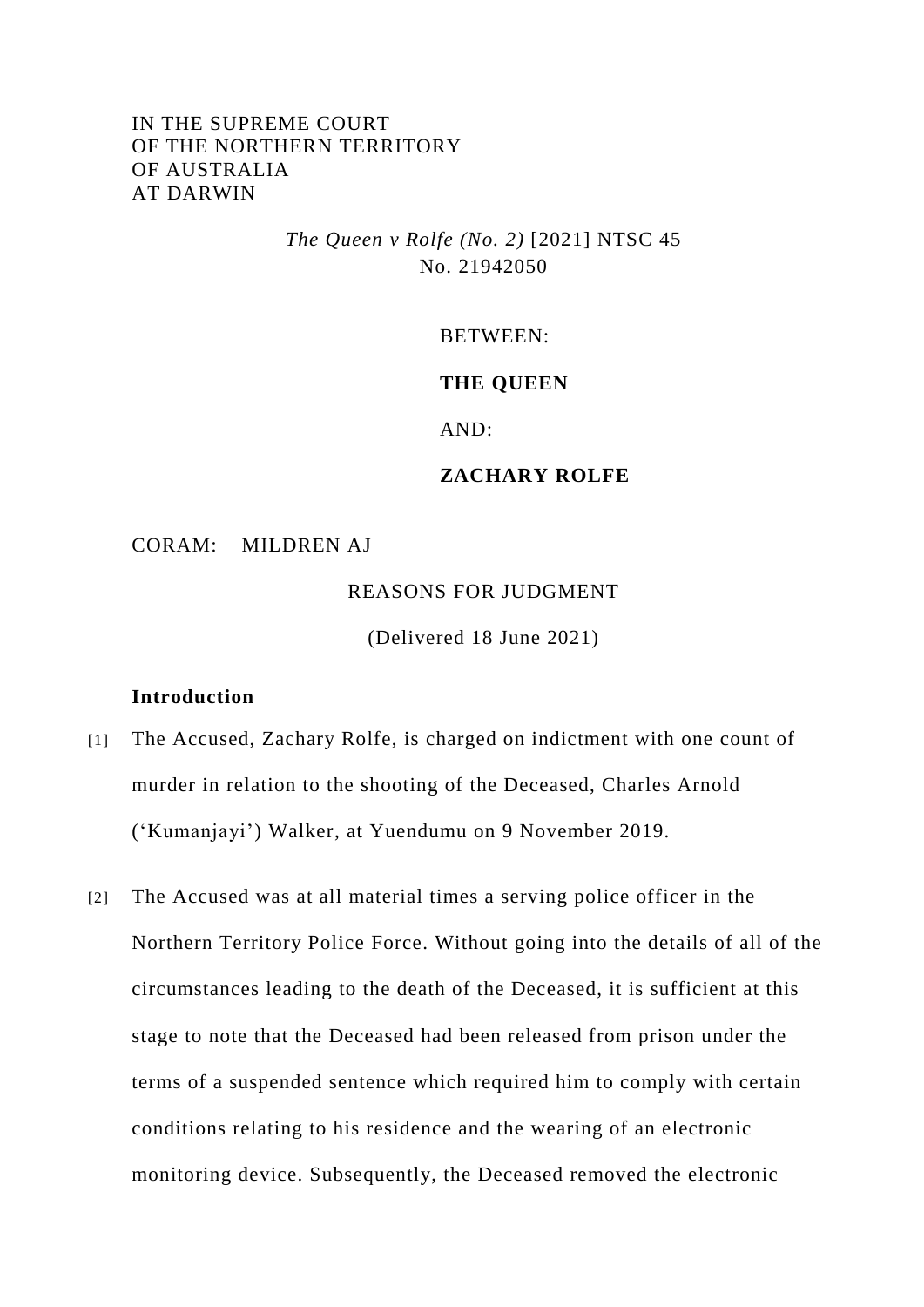IN THE SUPREME COURT
OF THE NORTHERN TERRITORY
OF AUSTRALIA
AT DARWIN

*The Queen v Rolfe (No. 2)* [2021] NTSC 45
No. 21942050

BETWEEN:

**THE QUEEN**

AND:

**ZACHARY ROLFE**

CORAM: MILDREN AJ

REASONS FOR JUDGMENT

(Delivered 18 June 2021)

**Introduction**

[1] The Accused, Zachary Rolfe, is charged on indictment with one count of murder in relation to the shooting of the Deceased, Charles Arnold ('Kumanjayi') Walker, at Yuendumu on 9 November 2019.

[2] The Accused was at all material times a serving police officer in the Northern Territory Police Force. Without going into the details of all of the circumstances leading to the death of the Deceased, it is sufficient at this stage to note that the Deceased had been released from prison under the terms of a suspended sentence which required him to comply with certain conditions relating to his residence and the wearing of an electronic monitoring device. Subsequently, the Deceased removed the electronic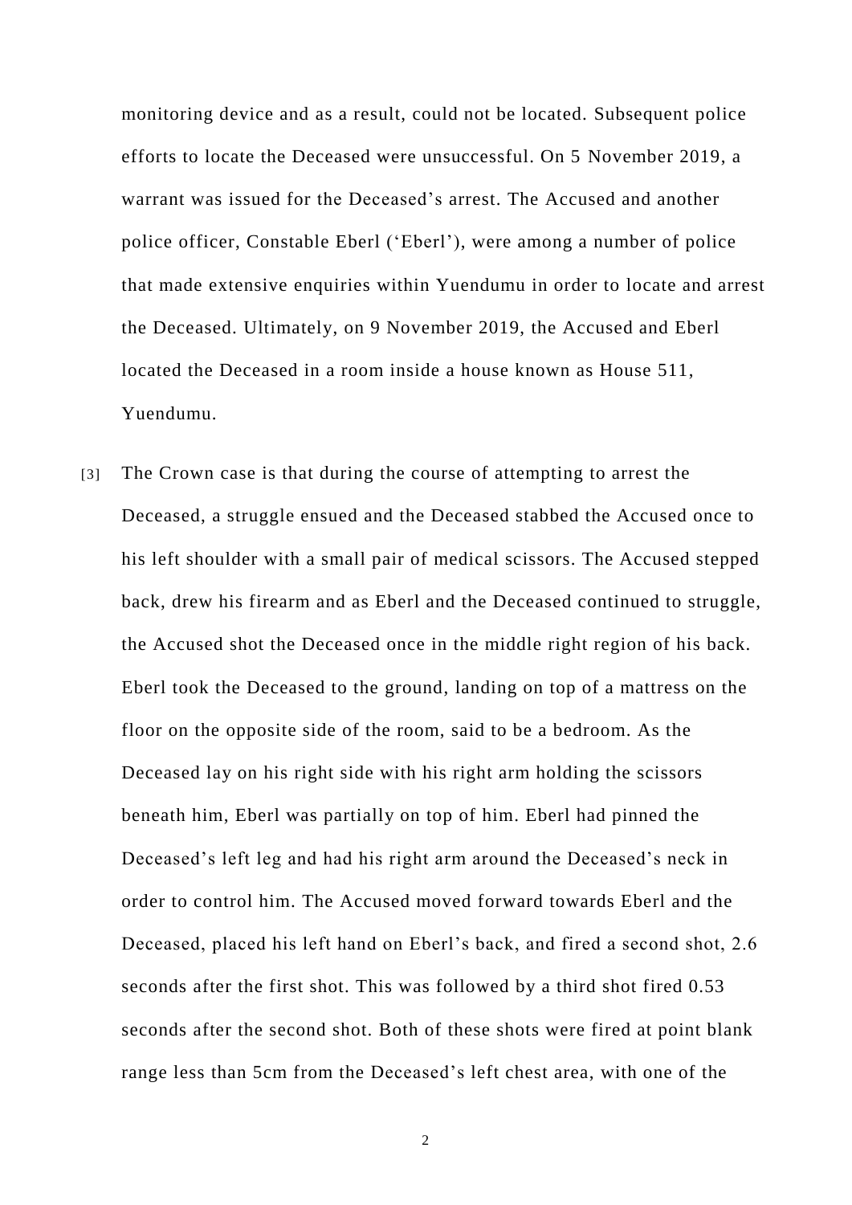monitoring device and as a result, could not be located. Subsequent police efforts to locate the Deceased were unsuccessful. On 5 November 2019, a warrant was issued for the Deceased's arrest. The Accused and another police officer, Constable Eberl ('Eberl'), were among a number of police that made extensive enquiries within Yuendumu in order to locate and arrest the Deceased. Ultimately, on 9 November 2019, the Accused and Eberl located the Deceased in a room inside a house known as House 511, Yuendumu.

[3] The Crown case is that during the course of attempting to arrest the Deceased, a struggle ensued and the Deceased stabbed the Accused once to his left shoulder with a small pair of medical scissors. The Accused stepped back, drew his firearm and as Eberl and the Deceased continued to struggle, the Accused shot the Deceased once in the middle right region of his back. Eberl took the Deceased to the ground, landing on top of a mattress on the floor on the opposite side of the room, said to be a bedroom. As the Deceased lay on his right side with his right arm holding the scissors beneath him, Eberl was partially on top of him. Eberl had pinned the Deceased's left leg and had his right arm around the Deceased's neck in order to control him. The Accused moved forward towards Eberl and the Deceased, placed his left hand on Eberl's back, and fired a second shot, 2.6 seconds after the first shot. This was followed by a third shot fired 0.53 seconds after the second shot. Both of these shots were fired at point blank range less than 5cm from the Deceased's left chest area, with one of the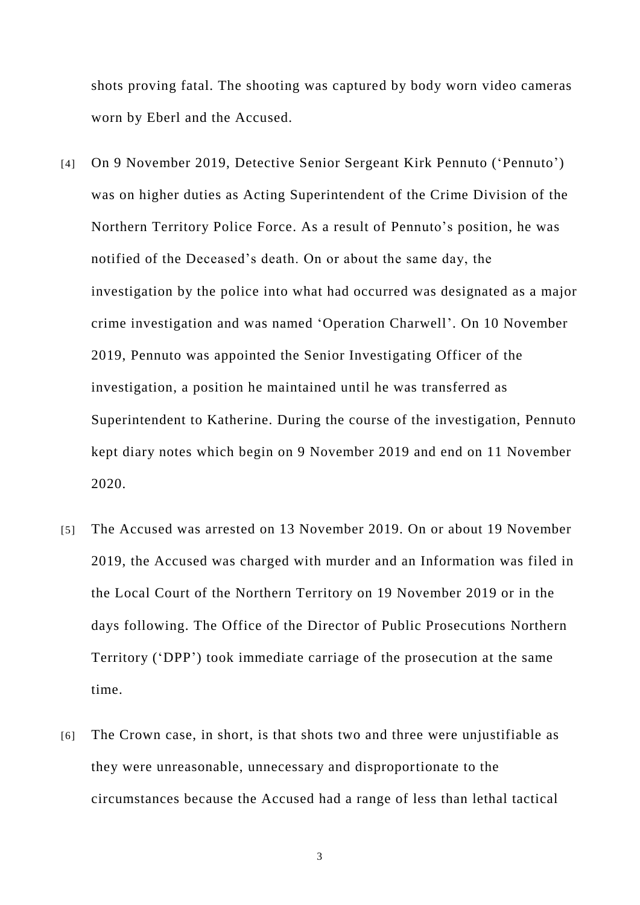shots proving fatal. The shooting was captured by body worn video cameras worn by Eberl and the Accused.

[4] On 9 November 2019, Detective Senior Sergeant Kirk Pennuto ('Pennuto') was on higher duties as Acting Superintendent of the Crime Division of the Northern Territory Police Force. As a result of Pennuto's position, he was notified of the Deceased's death. On or about the same day, the investigation by the police into what had occurred was designated as a major crime investigation and was named 'Operation Charwell'. On 10 November 2019, Pennuto was appointed the Senior Investigating Officer of the investigation, a position he maintained until he was transferred as Superintendent to Katherine. During the course of the investigation, Pennuto kept diary notes which begin on 9 November 2019 and end on 11 November 2020.

[5] The Accused was arrested on 13 November 2019. On or about 19 November 2019, the Accused was charged with murder and an Information was filed in the Local Court of the Northern Territory on 19 November 2019 or in the days following. The Office of the Director of Public Prosecutions Northern Territory ('DPP') took immediate carriage of the prosecution at the same time.

[6] The Crown case, in short, is that shots two and three were unjustifiable as they were unreasonable, unnecessary and disproportionate to the circumstances because the Accused had a range of less than lethal tactical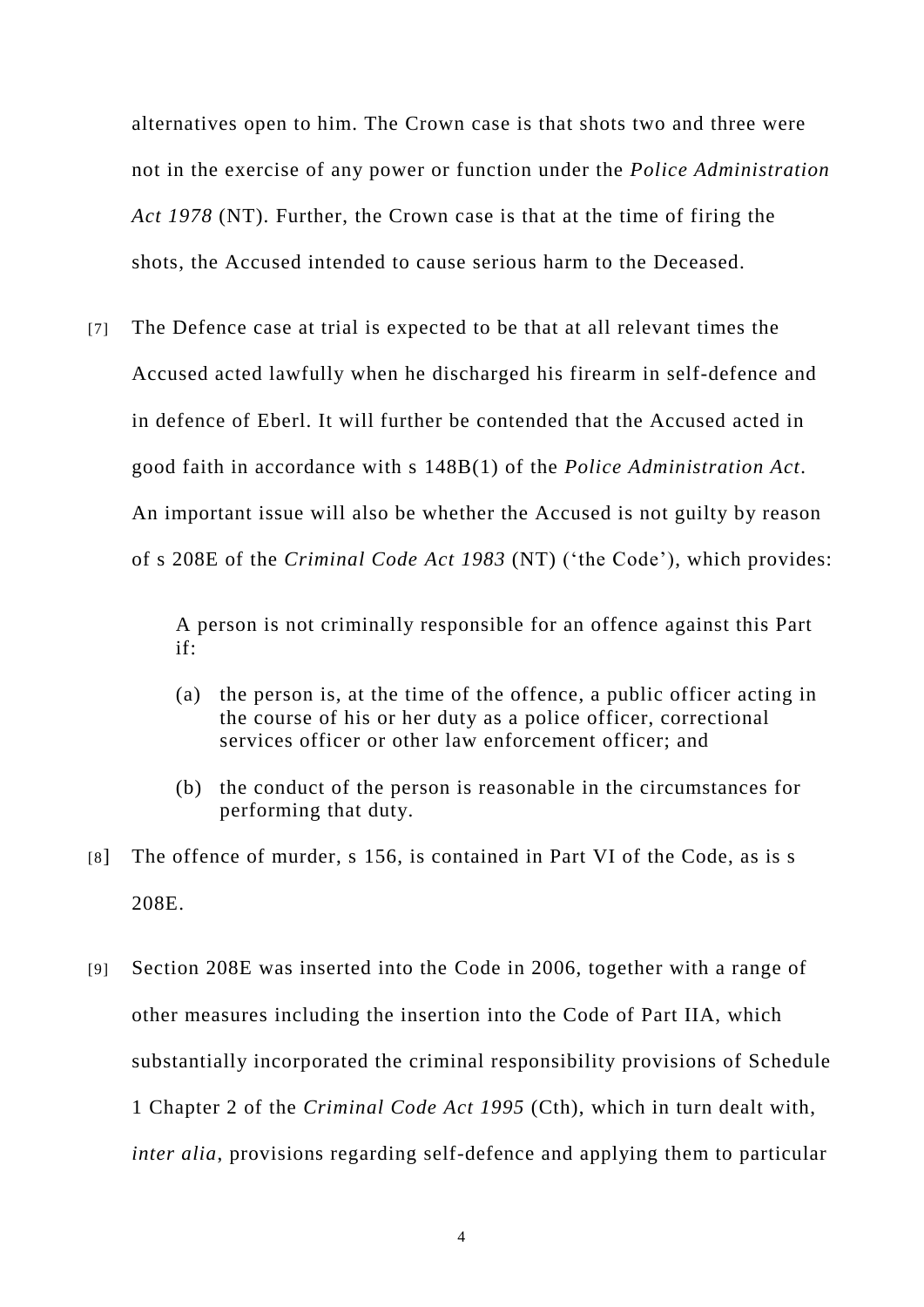alternatives open to him. The Crown case is that shots two and three were not in the exercise of any power or function under the *Police Administration Act 1978* (NT). Further, the Crown case is that at the time of firing the shots, the Accused intended to cause serious harm to the Deceased.

[7] The Defence case at trial is expected to be that at all relevant times the Accused acted lawfully when he discharged his firearm in self-defence and in defence of Eberl. It will further be contended that the Accused acted in good faith in accordance with s 148B(1) of the *Police Administration Act*. An important issue will also be whether the Accused is not guilty by reason of s 208E of the *Criminal Code Act 1983* (NT) ('the Code'), which provides:

> A person is not criminally responsible for an offence against this Part if:
>
> (a) the person is, at the time of the offence, a public officer acting in the course of his or her duty as a police officer, correctional services officer or other law enforcement officer; and
>
> (b) the conduct of the person is reasonable in the circumstances for performing that duty.

[8] The offence of murder, s 156, is contained in Part VI of the Code, as is s 208E.

[9] Section 208E was inserted into the Code in 2006, together with a range of other measures including the insertion into the Code of Part IIA, which substantially incorporated the criminal responsibility provisions of Schedule 1 Chapter 2 of the *Criminal Code Act 1995* (Cth), which in turn dealt with, *inter alia*, provisions regarding self-defence and applying them to particular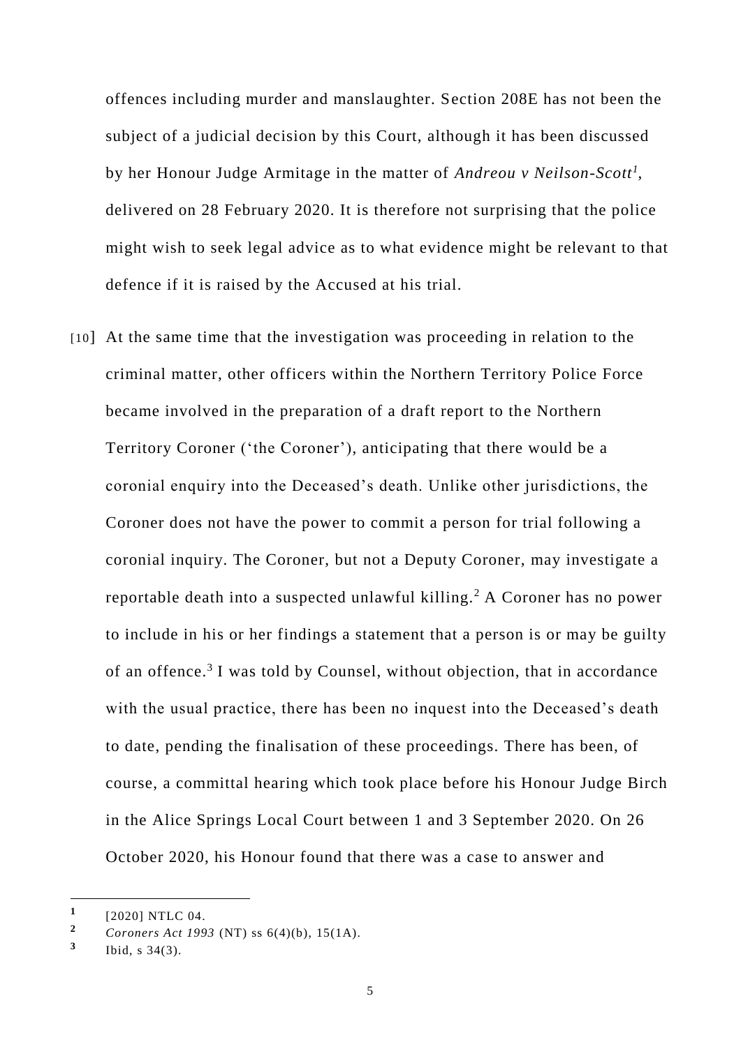offences including murder and manslaughter. Section 208E has not been the subject of a judicial decision by this Court, although it has been discussed by her Honour Judge Armitage in the matter of *Andreou v Neilson-Scott*[1], delivered on 28 February 2020. It is therefore not surprising that the police might wish to seek legal advice as to what evidence might be relevant to that defence if it is raised by the Accused at his trial.

[10] At the same time that the investigation was proceeding in relation to the criminal matter, other officers within the Northern Territory Police Force became involved in the preparation of a draft report to the Northern Territory Coroner ('the Coroner'), anticipating that there would be a coronial enquiry into the Deceased's death. Unlike other jurisdictions, the Coroner does not have the power to commit a person for trial following a coronial inquiry. The Coroner, but not a Deputy Coroner, may investigate a reportable death into a suspected unlawful killing.[2] A Coroner has no power to include in his or her findings a statement that a person is or may be guilty of an offence.[3] I was told by Counsel, without objection, that in accordance with the usual practice, there has been no inquest into the Deceased's death to date, pending the finalisation of these proceedings. There has been, of course, a committal hearing which took place before his Honour Judge Birch in the Alice Springs Local Court between 1 and 3 September 2020. On 26 October 2020, his Honour found that there was a case to answer and

---

[1] [2020] NTLC 04.

[2] *Coroners Act 1993* (NT) ss 6(4)(b), 15(1A).

[3] Ibid, s 34(3).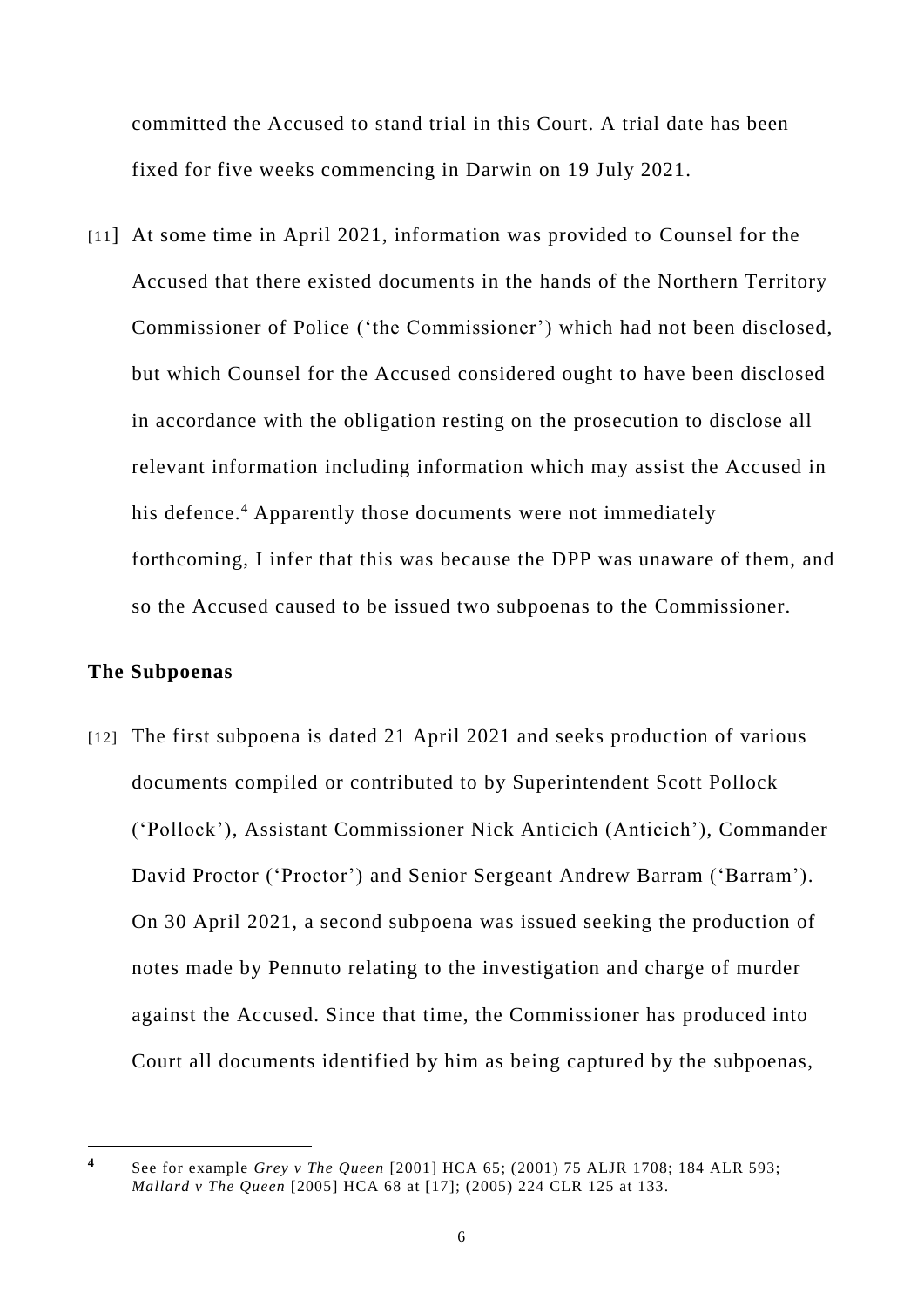committed the Accused to stand trial in this Court. A trial date has been fixed for five weeks commencing in Darwin on 19 July 2021.

[11] At some time in April 2021, information was provided to Counsel for the Accused that there existed documents in the hands of the Northern Territory Commissioner of Police ('the Commissioner') which had not been disclosed, but which Counsel for the Accused considered ought to have been disclosed in accordance with the obligation resting on the prosecution to disclose all relevant information including information which may assist the Accused in his defence.[4] Apparently those documents were not immediately forthcoming, I infer that this was because the DPP was unaware of them, and so the Accused caused to be issued two subpoenas to the Commissioner.

**The Subpoenas**

[12] The first subpoena is dated 21 April 2021 and seeks production of various documents compiled or contributed to by Superintendent Scott Pollock ('Pollock'), Assistant Commissioner Nick Anticich (Anticich'), Commander David Proctor ('Proctor') and Senior Sergeant Andrew Barram ('Barram'). On 30 April 2021, a second subpoena was issued seeking the production of notes made by Pennuto relating to the investigation and charge of murder against the Accused. Since that time, the Commissioner has produced into Court all documents identified by him as being captured by the subpoenas,

---

[4] See for example *Grey v The Queen* [2001] HCA 65; (2001) 75 ALJR 1708; 184 ALR 593; *Mallard v The Queen* [2005] HCA 68 at [17]; (2005) 224 CLR 125 at 133.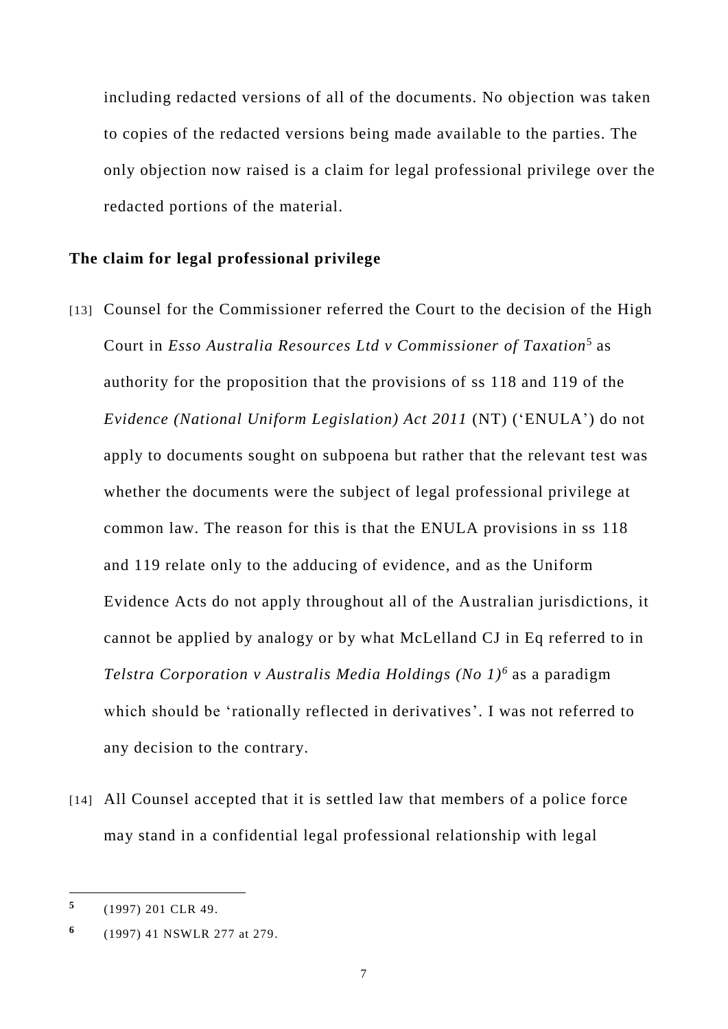including redacted versions of all of the documents. No objection was taken to copies of the redacted versions being made available to the parties. The only objection now raised is a claim for legal professional privilege over the redacted portions of the material.

## The claim for legal professional privilege

[13] Counsel for the Commissioner referred the Court to the decision of the High Court in *Esso Australia Resources Ltd v Commissioner of Taxation*[5] as authority for the proposition that the provisions of ss 118 and 119 of the *Evidence (National Uniform Legislation) Act 2011* (NT) ('ENULA') do not apply to documents sought on subpoena but rather that the relevant test was whether the documents were the subject of legal professional privilege at common law. The reason for this is that the ENULA provisions in ss 118 and 119 relate only to the adducing of evidence, and as the Uniform Evidence Acts do not apply throughout all of the Australian jurisdictions, it cannot be applied by analogy or by what McLelland CJ in Eq referred to in *Telstra Corporation v Australis Media Holdings (No 1)*[6] as a paradigm which should be 'rationally reflected in derivatives'. I was not referred to any decision to the contrary.

[14] All Counsel accepted that it is settled law that members of a police force may stand in a confidential legal professional relationship with legal

---

[5] (1997) 201 CLR 49.

[6] (1997) 41 NSWLR 277 at 279.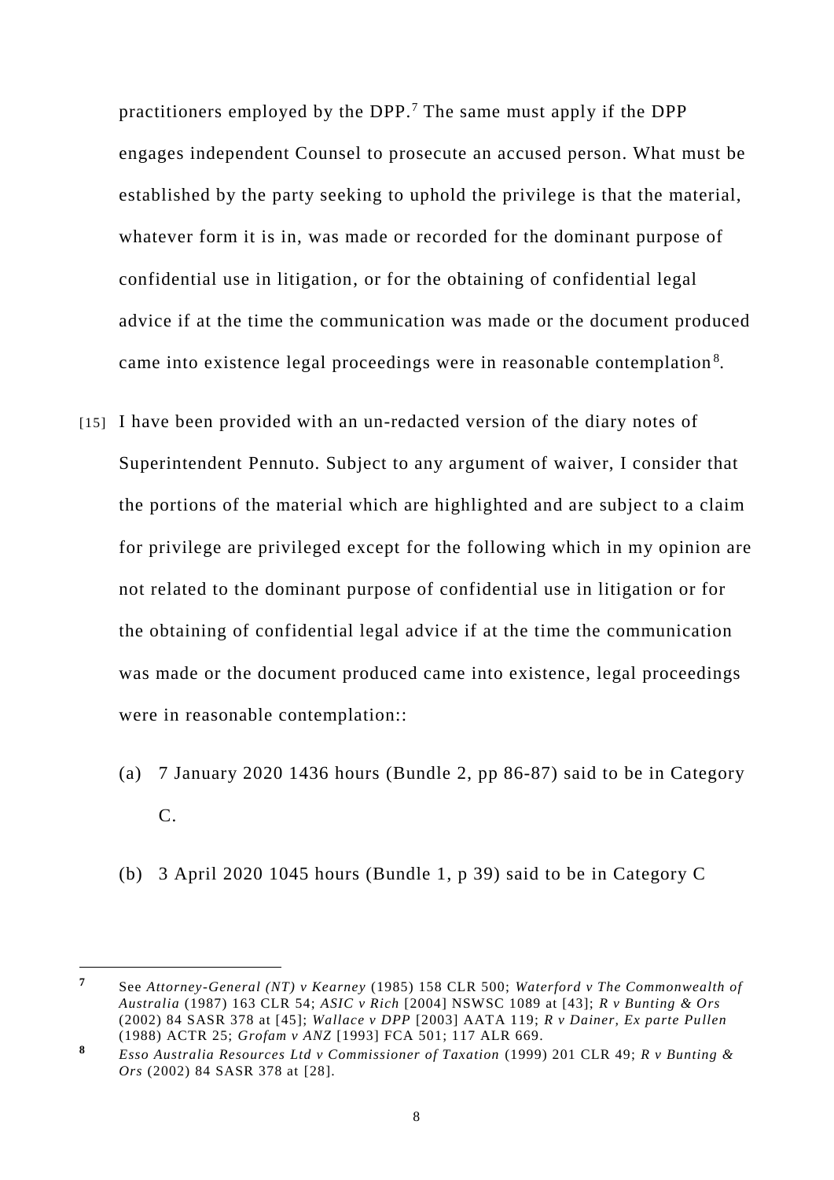practitioners employed by the DPP.[7] The same must apply if the DPP engages independent Counsel to prosecute an accused person. What must be established by the party seeking to uphold the privilege is that the material, whatever form it is in, was made or recorded for the dominant purpose of confidential use in litigation, or for the obtaining of confidential legal advice if at the time the communication was made or the document produced came into existence legal proceedings were in reasonable contemplation[8].

[15] I have been provided with an un-redacted version of the diary notes of Superintendent Pennuto. Subject to any argument of waiver, I consider that the portions of the material which are highlighted and are subject to a claim for privilege are privileged except for the following which in my opinion are not related to the dominant purpose of confidential use in litigation or for the obtaining of confidential legal advice if at the time the communication was made or the document produced came into existence, legal proceedings were in reasonable contemplation::

(a) 7 January 2020 1436 hours (Bundle 2, pp 86-87) said to be in Category C.

(b) 3 April 2020 1045 hours (Bundle 1, p 39) said to be in Category C

---

[7] See *Attorney-General (NT) v Kearney* (1985) 158 CLR 500; *Waterford v The Commonwealth of Australia* (1987) 163 CLR 54; *ASIC v Rich* [2004] NSWSC 1089 at [43]; *R v Bunting & Ors* (2002) 84 SASR 378 at [45]; *Wallace v DPP* [2003] AATA 119; *R v Dainer, Ex parte Pullen* (1988) ACTR 25; *Grofam v ANZ* [1993] FCA 501; 117 ALR 669.

[8] *Esso Australia Resources Ltd v Commissioner of Taxation* (1999) 201 CLR 49; *R v Bunting & Ors* (2002) 84 SASR 378 at [28].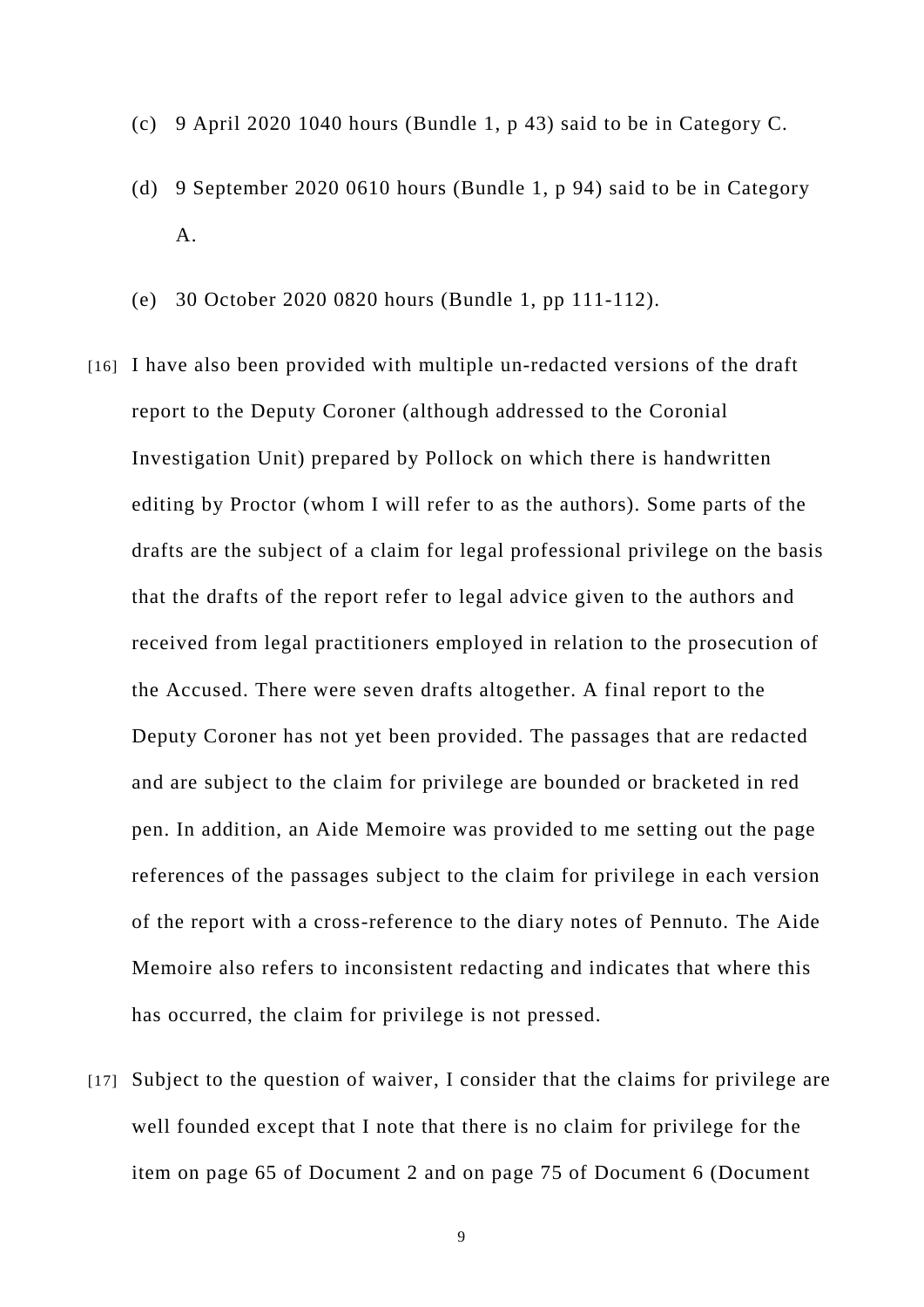(c) 9 April 2020 1040 hours (Bundle 1, p 43) said to be in Category C.

(d) 9 September 2020 0610 hours (Bundle 1, p 94) said to be in Category A.

(e) 30 October 2020 0820 hours (Bundle 1, pp 111-112).

[16] I have also been provided with multiple un-redacted versions of the draft report to the Deputy Coroner (although addressed to the Coronial Investigation Unit) prepared by Pollock on which there is handwritten editing by Proctor (whom I will refer to as the authors). Some parts of the drafts are the subject of a claim for legal professional privilege on the basis that the drafts of the report refer to legal advice given to the authors and received from legal practitioners employed in relation to the prosecution of the Accused. There were seven drafts altogether. A final report to the Deputy Coroner has not yet been provided. The passages that are redacted and are subject to the claim for privilege are bounded or bracketed in red pen. In addition, an Aide Memoire was provided to me setting out the page references of the passages subject to the claim for privilege in each version of the report with a cross-reference to the diary notes of Pennuto. The Aide Memoire also refers to inconsistent redacting and indicates that where this has occurred, the claim for privilege is not pressed.

[17] Subject to the question of waiver, I consider that the claims for privilege are well founded except that I note that there is no claim for privilege for the item on page 65 of Document 2 and on page 75 of Document 6 (Document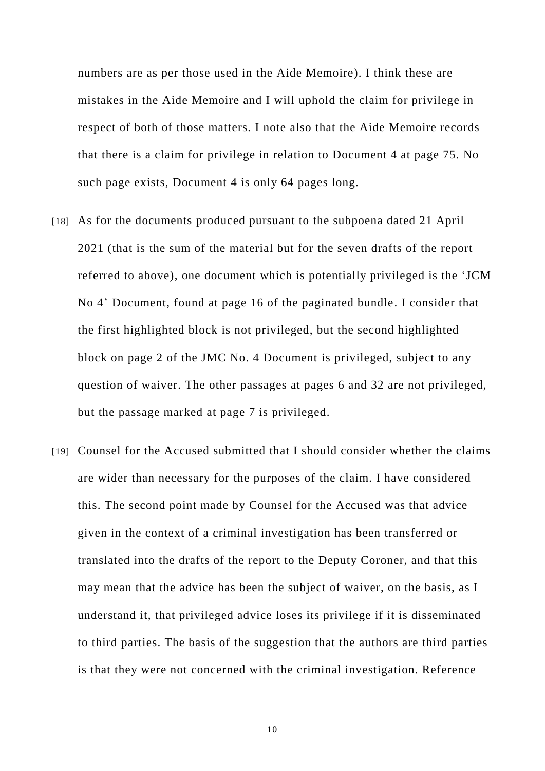numbers are as per those used in the Aide Memoire). I think these are mistakes in the Aide Memoire and I will uphold the claim for privilege in respect of both of those matters. I note also that the Aide Memoire records that there is a claim for privilege in relation to Document 4 at page 75. No such page exists, Document 4 is only 64 pages long.

[18] As for the documents produced pursuant to the subpoena dated 21 April 2021 (that is the sum of the material but for the seven drafts of the report referred to above), one document which is potentially privileged is the 'JCM No 4' Document, found at page 16 of the paginated bundle. I consider that the first highlighted block is not privileged, but the second highlighted block on page 2 of the JMC No. 4 Document is privileged, subject to any question of waiver. The other passages at pages 6 and 32 are not privileged, but the passage marked at page 7 is privileged.

[19] Counsel for the Accused submitted that I should consider whether the claims are wider than necessary for the purposes of the claim. I have considered this. The second point made by Counsel for the Accused was that advice given in the context of a criminal investigation has been transferred or translated into the drafts of the report to the Deputy Coroner, and that this may mean that the advice has been the subject of waiver, on the basis, as I understand it, that privileged advice loses its privilege if it is disseminated to third parties. The basis of the suggestion that the authors are third parties is that they were not concerned with the criminal investigation. Reference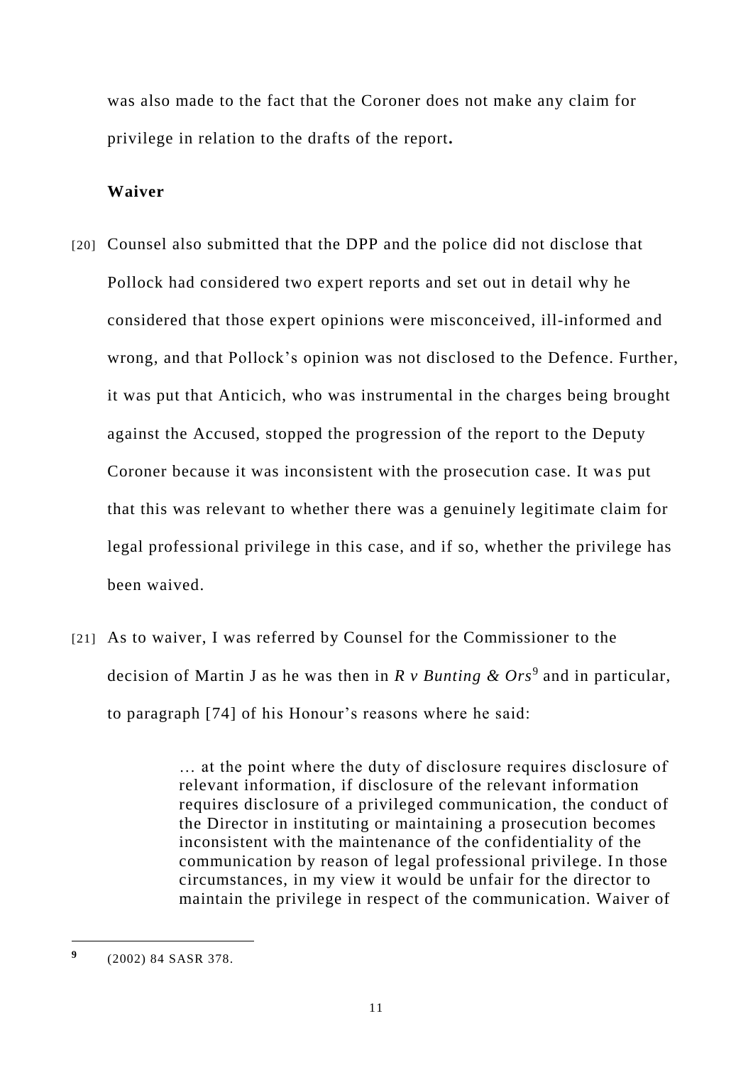was also made to the fact that the Coroner does not make any claim for privilege in relation to the drafts of the report**.**

**Waiver**

[20] Counsel also submitted that the DPP and the police did not disclose that Pollock had considered two expert reports and set out in detail why he considered that those expert opinions were misconceived, ill-informed and wrong, and that Pollock's opinion was not disclosed to the Defence. Further, it was put that Anticich, who was instrumental in the charges being brought against the Accused, stopped the progression of the report to the Deputy Coroner because it was inconsistent with the prosecution case. It was put that this was relevant to whether there was a genuinely legitimate claim for legal professional privilege in this case, and if so, whether the privilege has been waived.

[21] As to waiver, I was referred by Counsel for the Commissioner to the decision of Martin J as he was then in *R v Bunting & Ors*[9] and in particular, to paragraph [74] of his Honour's reasons where he said:

> … at the point where the duty of disclosure requires disclosure of relevant information, if disclosure of the relevant information requires disclosure of a privileged communication, the conduct of the Director in instituting or maintaining a prosecution becomes inconsistent with the maintenance of the confidentiality of the communication by reason of legal professional privilege. In those circumstances, in my view it would be unfair for the director to maintain the privilege in respect of the communication. Waiver of

---

[9] (2002) 84 SASR 378.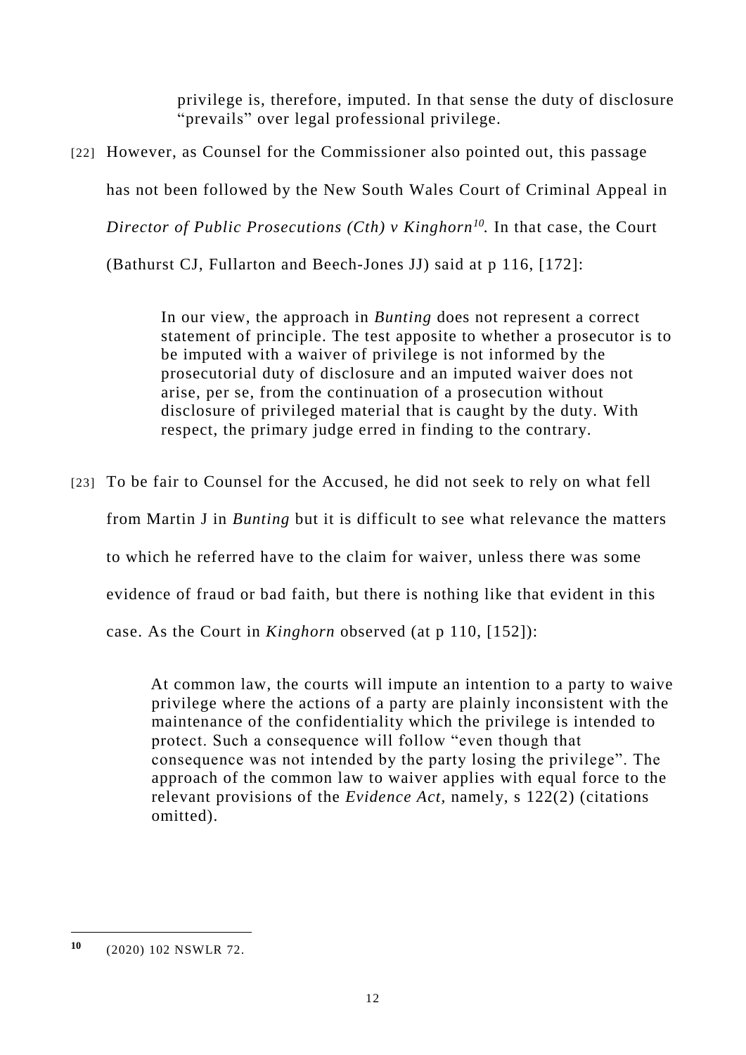> privilege is, therefore, imputed. In that sense the duty of disclosure "prevails" over legal professional privilege.

[22] However, as Counsel for the Commissioner also pointed out, this passage has not been followed by the New South Wales Court of Criminal Appeal in *Director of Public Prosecutions (Cth) v Kinghorn*[10]*.* In that case, the Court (Bathurst CJ, Fullarton and Beech-Jones JJ) said at p 116, [172]:

> In our view, the approach in *Bunting* does not represent a correct statement of principle. The test apposite to whether a prosecutor is to be imputed with a waiver of privilege is not informed by the prosecutorial duty of disclosure and an imputed waiver does not arise, per se, from the continuation of a prosecution without disclosure of privileged material that is caught by the duty. With respect, the primary judge erred in finding to the contrary.

[23] To be fair to Counsel for the Accused, he did not seek to rely on what fell from Martin J in *Bunting* but it is difficult to see what relevance the matters to which he referred have to the claim for waiver, unless there was some evidence of fraud or bad faith, but there is nothing like that evident in this case. As the Court in *Kinghorn* observed (at p 110, [152]):

> At common law, the courts will impute an intention to a party to waive privilege where the actions of a party are plainly inconsistent with the maintenance of the confidentiality which the privilege is intended to protect. Such a consequence will follow "even though that consequence was not intended by the party losing the privilege". The approach of the common law to waiver applies with equal force to the relevant provisions of the *Evidence Act,* namely, s 122(2) (citations omitted).

---

[10] (2020) 102 NSWLR 72.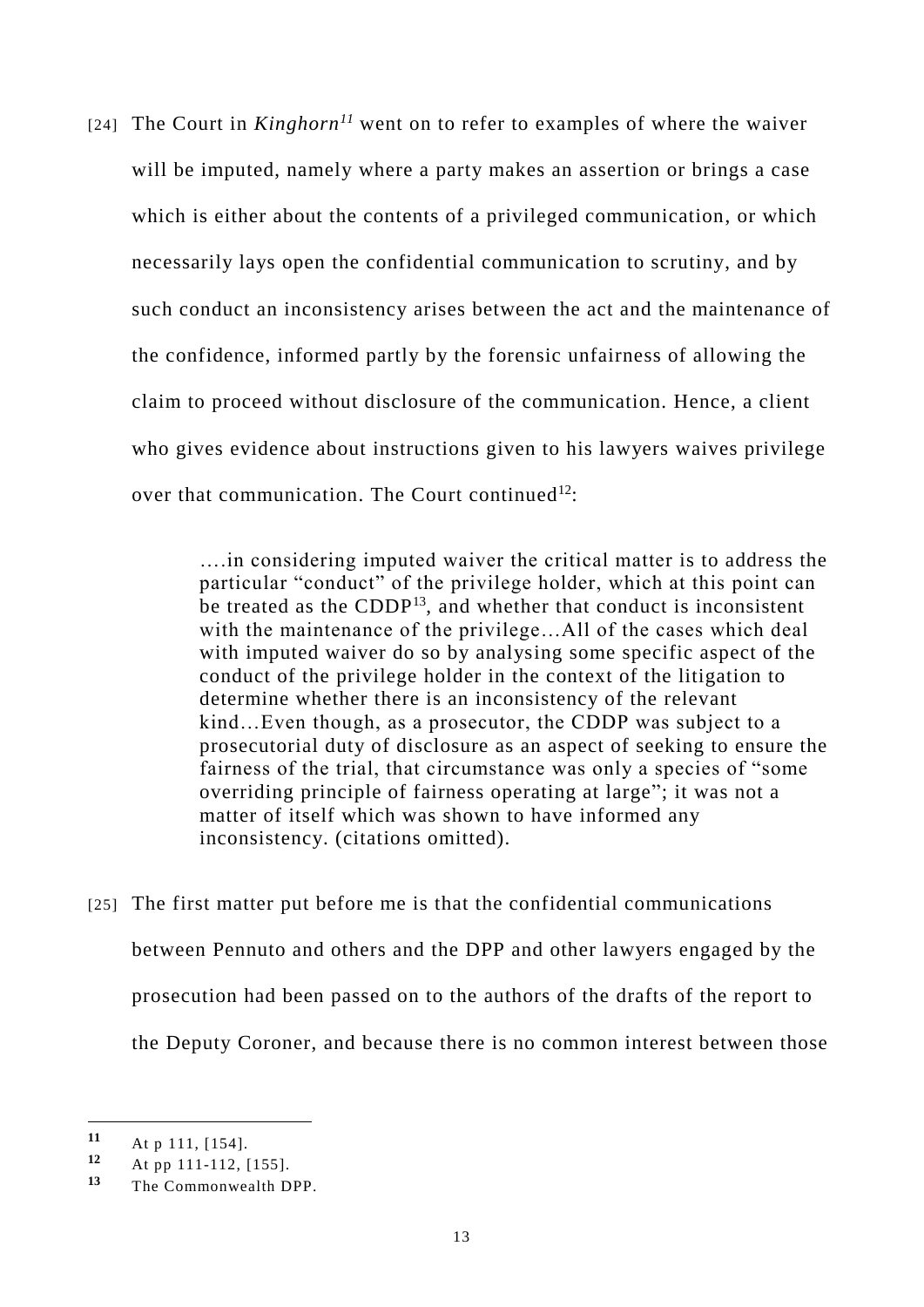[24] The Court in *Kinghorn*[11] went on to refer to examples of where the waiver will be imputed, namely where a party makes an assertion or brings a case which is either about the contents of a privileged communication, or which necessarily lays open the confidential communication to scrutiny, and by such conduct an inconsistency arises between the act and the maintenance of the confidence, informed partly by the forensic unfairness of allowing the claim to proceed without disclosure of the communication. Hence, a client who gives evidence about instructions given to his lawyers waives privilege over that communication. The Court continued[12]:

> ….in considering imputed waiver the critical matter is to address the particular "conduct" of the privilege holder, which at this point can be treated as the CDDP[13], and whether that conduct is inconsistent with the maintenance of the privilege…All of the cases which deal with imputed waiver do so by analysing some specific aspect of the conduct of the privilege holder in the context of the litigation to determine whether there is an inconsistency of the relevant kind…Even though, as a prosecutor, the CDDP was subject to a prosecutorial duty of disclosure as an aspect of seeking to ensure the fairness of the trial, that circumstance was only a species of "some overriding principle of fairness operating at large"; it was not a matter of itself which was shown to have informed any inconsistency. (citations omitted).

[25] The first matter put before me is that the confidential communications between Pennuto and others and the DPP and other lawyers engaged by the prosecution had been passed on to the authors of the drafts of the report to the Deputy Coroner, and because there is no common interest between those

---

[11] At p 111, [154].

[12] At pp 111-112, [155].

[13] The Commonwealth DPP.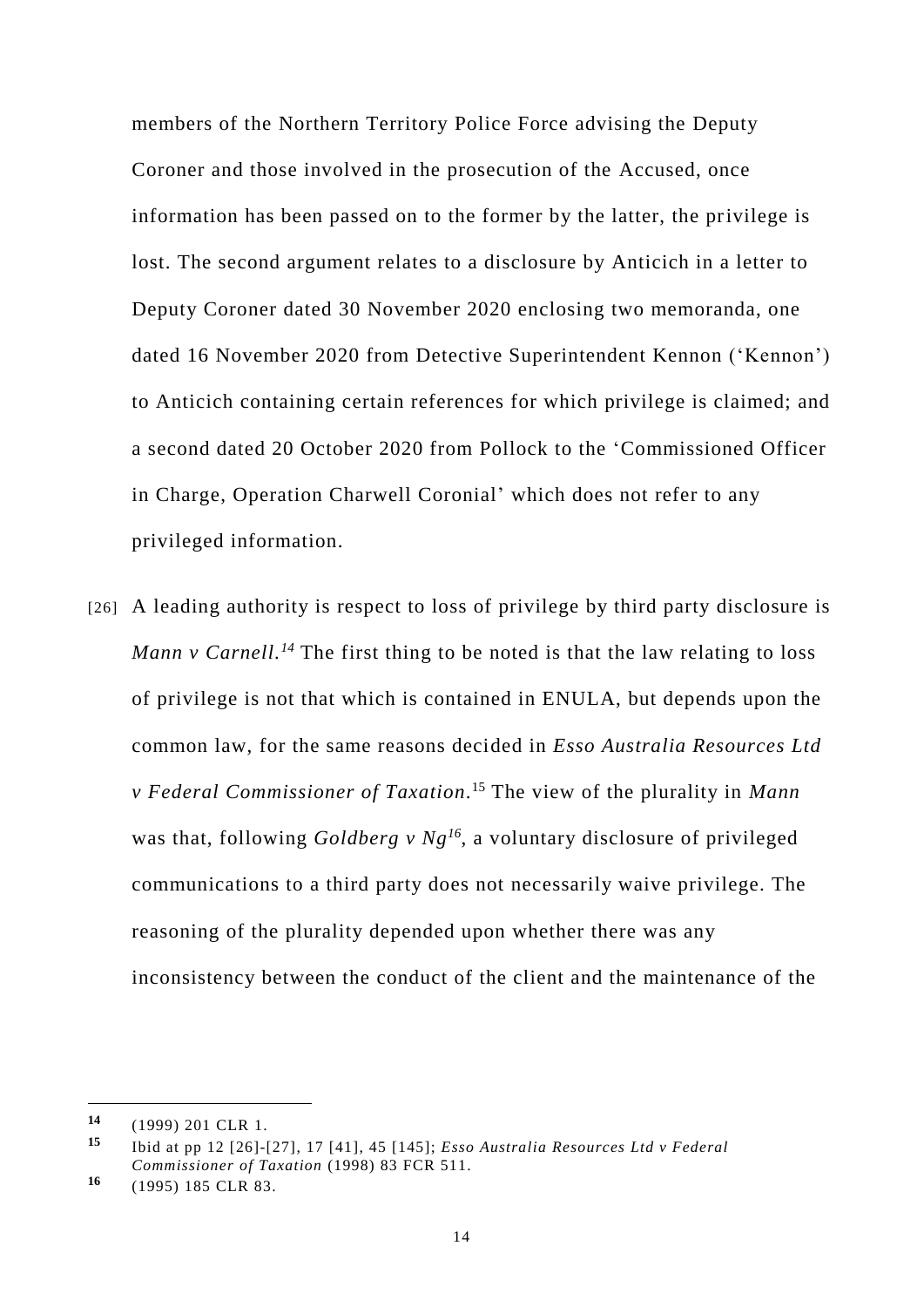members of the Northern Territory Police Force advising the Deputy Coroner and those involved in the prosecution of the Accused, once information has been passed on to the former by the latter, the privilege is lost. The second argument relates to a disclosure by Anticich in a letter to Deputy Coroner dated 30 November 2020 enclosing two memoranda, one dated 16 November 2020 from Detective Superintendent Kennon ('Kennon') to Anticich containing certain references for which privilege is claimed; and a second dated 20 October 2020 from Pollock to the 'Commissioned Officer in Charge, Operation Charwell Coronial' which does not refer to any privileged information.

[26] A leading authority is respect to loss of privilege by third party disclosure is *Mann v Carnell.*[14] The first thing to be noted is that the law relating to loss of privilege is not that which is contained in ENULA, but depends upon the common law, for the same reasons decided in *Esso Australia Resources Ltd v Federal Commissioner of Taxation*.[15] The view of the plurality in *Mann* was that, following *Goldberg v Ng*[16], a voluntary disclosure of privileged communications to a third party does not necessarily waive privilege. The reasoning of the plurality depended upon whether there was any inconsistency between the conduct of the client and the maintenance of the

---

**14** (1999) 201 CLR 1.

**15** Ibid at pp 12 [26]-[27], 17 [41], 45 [145]; *Esso Australia Resources Ltd v Federal Commissioner of Taxation* (1998) 83 FCR 511.

**16** (1995) 185 CLR 83.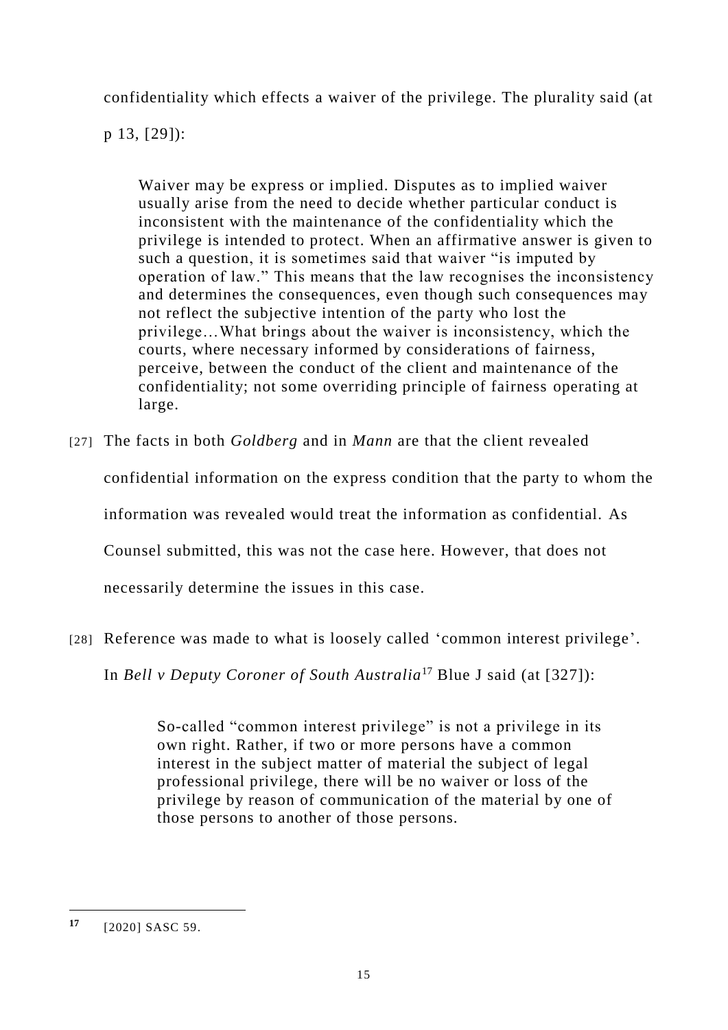confidentiality which effects a waiver of the privilege. The plurality said (at p 13, [29]):

> Waiver may be express or implied. Disputes as to implied waiver usually arise from the need to decide whether particular conduct is inconsistent with the maintenance of the confidentiality which the privilege is intended to protect. When an affirmative answer is given to such a question, it is sometimes said that waiver "is imputed by operation of law." This means that the law recognises the inconsistency and determines the consequences, even though such consequences may not reflect the subjective intention of the party who lost the privilege…What brings about the waiver is inconsistency, which the courts, where necessary informed by considerations of fairness, perceive, between the conduct of the client and maintenance of the confidentiality; not some overriding principle of fairness operating at large.

[27] The facts in both *Goldberg* and in *Mann* are that the client revealed confidential information on the express condition that the party to whom the information was revealed would treat the information as confidential. As Counsel submitted, this was not the case here. However, that does not necessarily determine the issues in this case.

[28] Reference was made to what is loosely called 'common interest privilege'. In *Bell v Deputy Coroner of South Australia*[17] Blue J said (at [327]):

> So-called "common interest privilege" is not a privilege in its own right. Rather, if two or more persons have a common interest in the subject matter of material the subject of legal professional privilege, there will be no waiver or loss of the privilege by reason of communication of the material by one of those persons to another of those persons.

---

**17** [2020] SASC 59.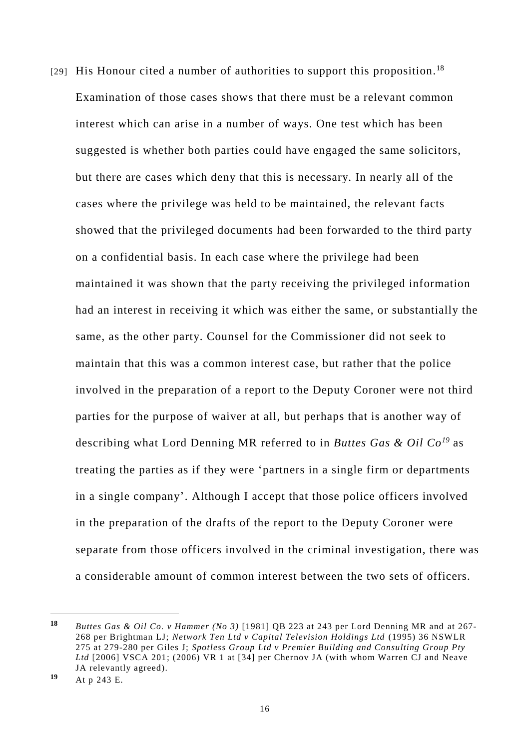[29] His Honour cited a number of authorities to support this proposition.[18] Examination of those cases shows that there must be a relevant common interest which can arise in a number of ways. One test which has been suggested is whether both parties could have engaged the same solicitors, but there are cases which deny that this is necessary. In nearly all of the cases where the privilege was held to be maintained, the relevant facts showed that the privileged documents had been forwarded to the third party on a confidential basis. In each case where the privilege had been maintained it was shown that the party receiving the privileged information had an interest in receiving it which was either the same, or substantially the same, as the other party. Counsel for the Commissioner did not seek to maintain that this was a common interest case, but rather that the police involved in the preparation of a report to the Deputy Coroner were not third parties for the purpose of waiver at all, but perhaps that is another way of describing what Lord Denning MR referred to in *Buttes Gas & Oil Co*[19] as treating the parties as if they were 'partners in a single firm or departments in a single company'. Although I accept that those police officers involved in the preparation of the drafts of the report to the Deputy Coroner were separate from those officers involved in the criminal investigation, there was a considerable amount of common interest between the two sets of officers.

---

**18** *Buttes Gas & Oil Co. v Hammer (No 3)* [1981] QB 223 at 243 per Lord Denning MR and at 267-268 per Brightman LJ; *Network Ten Ltd v Capital Television Holdings Ltd* (1995) 36 NSWLR 275 at 279-280 per Giles J; *Spotless Group Ltd v Premier Building and Consulting Group Pty Ltd* [2006] VSCA 201; (2006) VR 1 at [34] per Chernov JA (with whom Warren CJ and Neave JA relevantly agreed).

**19** At p 243 E.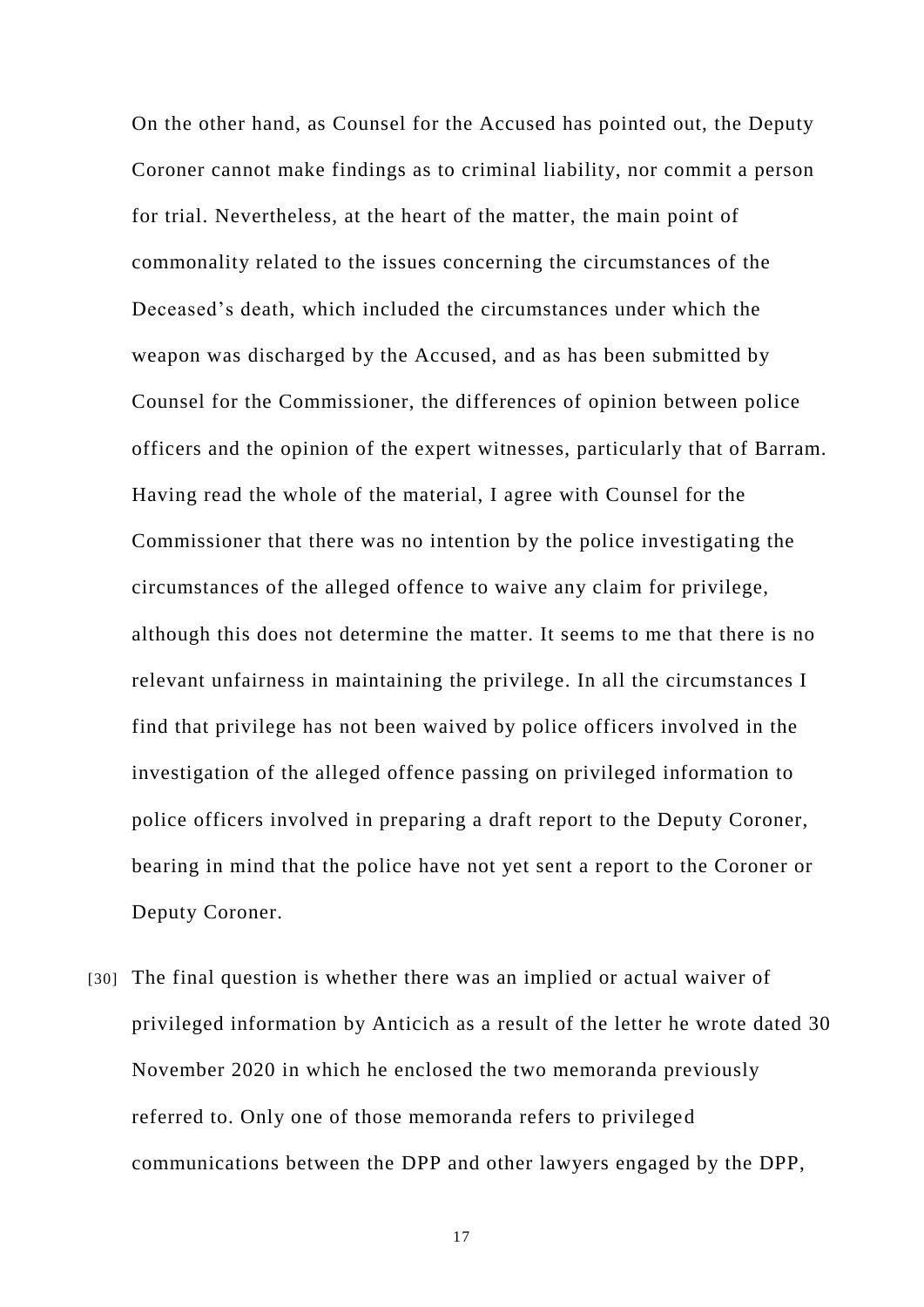On the other hand, as Counsel for the Accused has pointed out, the Deputy Coroner cannot make findings as to criminal liability, nor commit a person for trial. Nevertheless, at the heart of the matter, the main point of commonality related to the issues concerning the circumstances of the Deceased's death, which included the circumstances under which the weapon was discharged by the Accused, and as has been submitted by Counsel for the Commissioner, the differences of opinion between police officers and the opinion of the expert witnesses, particularly that of Barram. Having read the whole of the material, I agree with Counsel for the Commissioner that there was no intention by the police investigating the circumstances of the alleged offence to waive any claim for privilege, although this does not determine the matter. It seems to me that there is no relevant unfairness in maintaining the privilege. In all the circumstances I find that privilege has not been waived by police officers involved in the investigation of the alleged offence passing on privileged information to police officers involved in preparing a draft report to the Deputy Coroner, bearing in mind that the police have not yet sent a report to the Coroner or Deputy Coroner.

[30] The final question is whether there was an implied or actual waiver of privileged information by Anticich as a result of the letter he wrote dated 30 November 2020 in which he enclosed the two memoranda previously referred to. Only one of those memoranda refers to privileged communications between the DPP and other lawyers engaged by the DPP,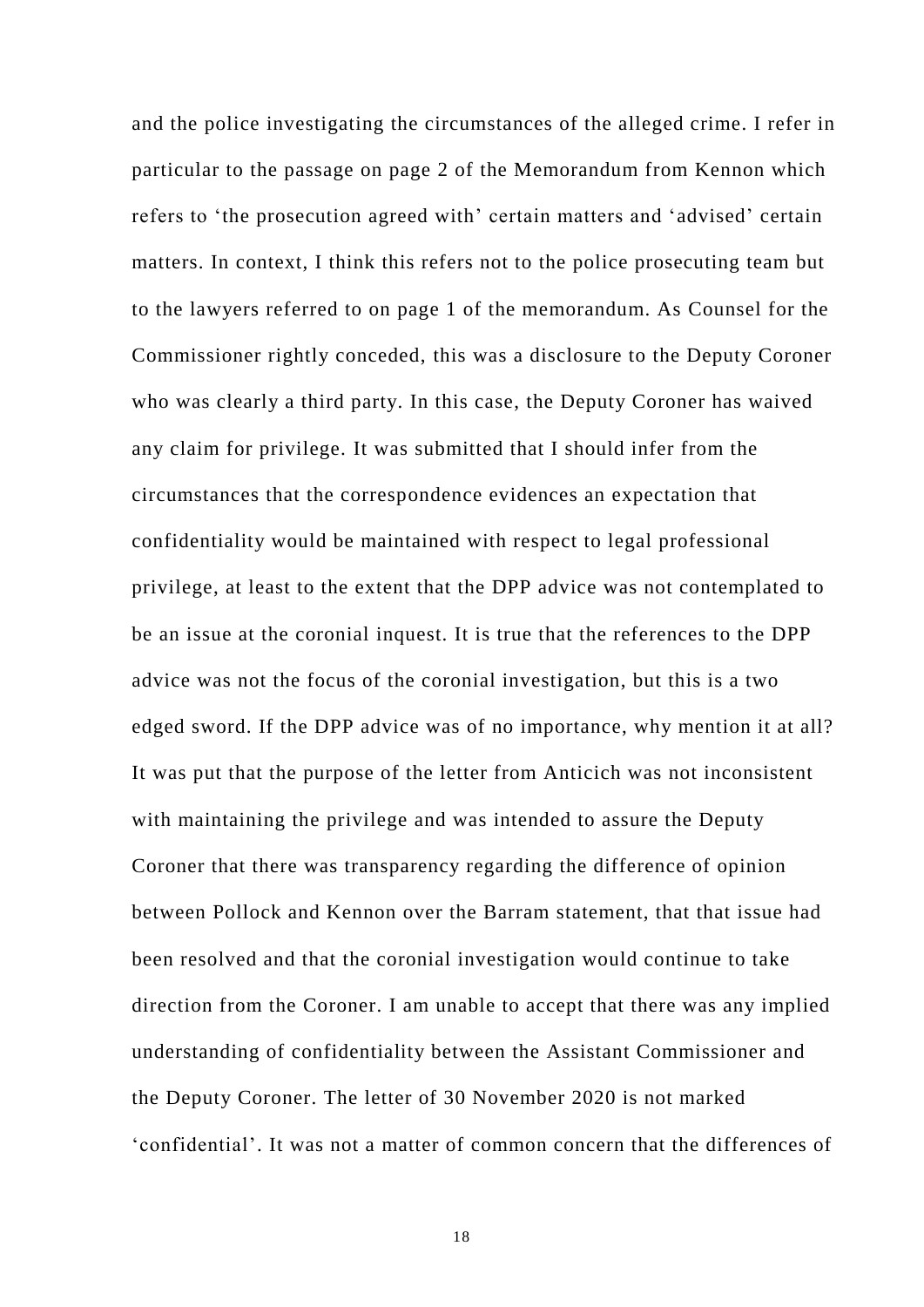and the police investigating the circumstances of the alleged crime. I refer in particular to the passage on page 2 of the Memorandum from Kennon which refers to 'the prosecution agreed with' certain matters and 'advised' certain matters. In context, I think this refers not to the police prosecuting team but to the lawyers referred to on page 1 of the memorandum. As Counsel for the Commissioner rightly conceded, this was a disclosure to the Deputy Coroner who was clearly a third party. In this case, the Deputy Coroner has waived any claim for privilege. It was submitted that I should infer from the circumstances that the correspondence evidences an expectation that confidentiality would be maintained with respect to legal professional privilege, at least to the extent that the DPP advice was not contemplated to be an issue at the coronial inquest. It is true that the references to the DPP advice was not the focus of the coronial investigation, but this is a two edged sword. If the DPP advice was of no importance, why mention it at all? It was put that the purpose of the letter from Anticich was not inconsistent with maintaining the privilege and was intended to assure the Deputy Coroner that there was transparency regarding the difference of opinion between Pollock and Kennon over the Barram statement, that that issue had been resolved and that the coronial investigation would continue to take direction from the Coroner. I am unable to accept that there was any implied understanding of confidentiality between the Assistant Commissioner and the Deputy Coroner. The letter of 30 November 2020 is not marked 'confidential'. It was not a matter of common concern that the differences of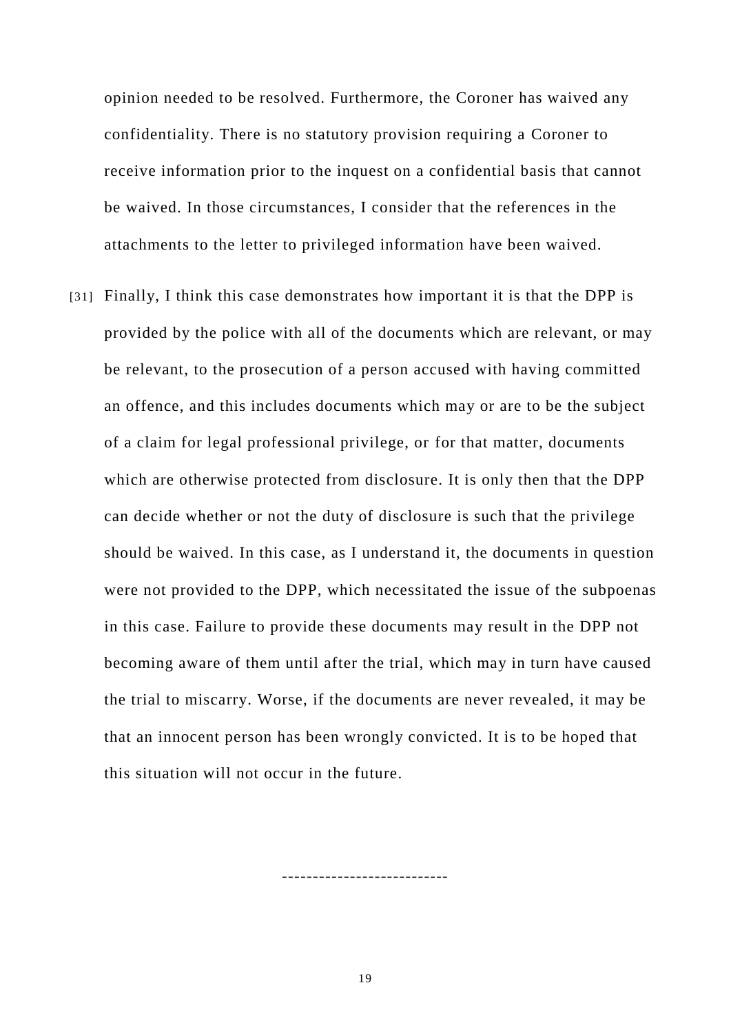opinion needed to be resolved. Furthermore, the Coroner has waived any confidentiality. There is no statutory provision requiring a Coroner to receive information prior to the inquest on a confidential basis that cannot be waived. In those circumstances, I consider that the references in the attachments to the letter to privileged information have been waived.

[31] Finally, I think this case demonstrates how important it is that the DPP is provided by the police with all of the documents which are relevant, or may be relevant, to the prosecution of a person accused with having committed an offence, and this includes documents which may or are to be the subject of a claim for legal professional privilege, or for that matter, documents which are otherwise protected from disclosure. It is only then that the DPP can decide whether or not the duty of disclosure is such that the privilege should be waived. In this case, as I understand it, the documents in question were not provided to the DPP, which necessitated the issue of the subpoenas in this case. Failure to provide these documents may result in the DPP not becoming aware of them until after the trial, which may in turn have caused the trial to miscarry. Worse, if the documents are never revealed, it may be that an innocent person has been wrongly convicted. It is to be hoped that this situation will not occur in the future.

---------------------------